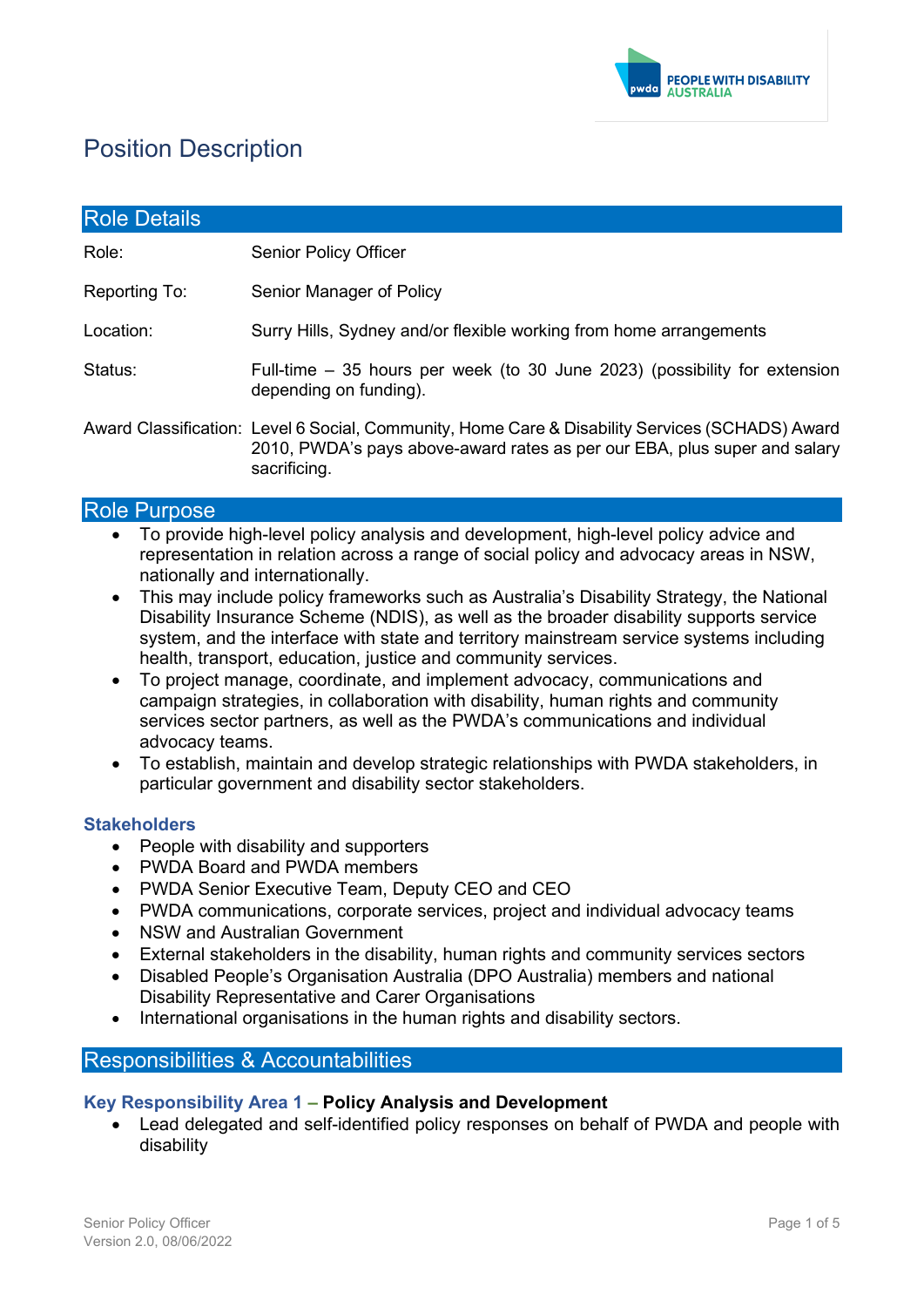# Position Description

## Role Details

| | |
|---|---|
| Role: | Senior Policy Officer |
| Reporting To: | Senior Manager of Policy |
| Location: | Surry Hills, Sydney and/or flexible working from home arrangements |
| Status: | Full-time – 35 hours per week (to 30 June 2023) (possibility for extension depending on funding). |
| Award Classification: | Level 6 Social, Community, Home Care & Disability Services (SCHADS) Award 2010, PWDA's pays above-award rates as per our EBA, plus super and salary sacrificing. |

## Role Purpose

- To provide high-level policy analysis and development, high-level policy advice and representation in relation across a range of social policy and advocacy areas in NSW, nationally and internationally.
- This may include policy frameworks such as Australia's Disability Strategy, the National Disability Insurance Scheme (NDIS), as well as the broader disability supports service system, and the interface with state and territory mainstream service systems including health, transport, education, justice and community services.
- To project manage, coordinate, and implement advocacy, communications and campaign strategies, in collaboration with disability, human rights and community services sector partners, as well as the PWDA's communications and individual advocacy teams.
- To establish, maintain and develop strategic relationships with PWDA stakeholders, in particular government and disability sector stakeholders.

### Stakeholders

- People with disability and supporters
- PWDA Board and PWDA members
- PWDA Senior Executive Team, Deputy CEO and CEO
- PWDA communications, corporate services, project and individual advocacy teams
- NSW and Australian Government
- External stakeholders in the disability, human rights and community services sectors
- Disabled People's Organisation Australia (DPO Australia) members and national Disability Representative and Carer Organisations
- International organisations in the human rights and disability sectors.

## Responsibilities & Accountabilities

### Key Responsibility Area 1 – **Policy Analysis and Development**

- Lead delegated and self-identified policy responses on behalf of PWDA and people with disability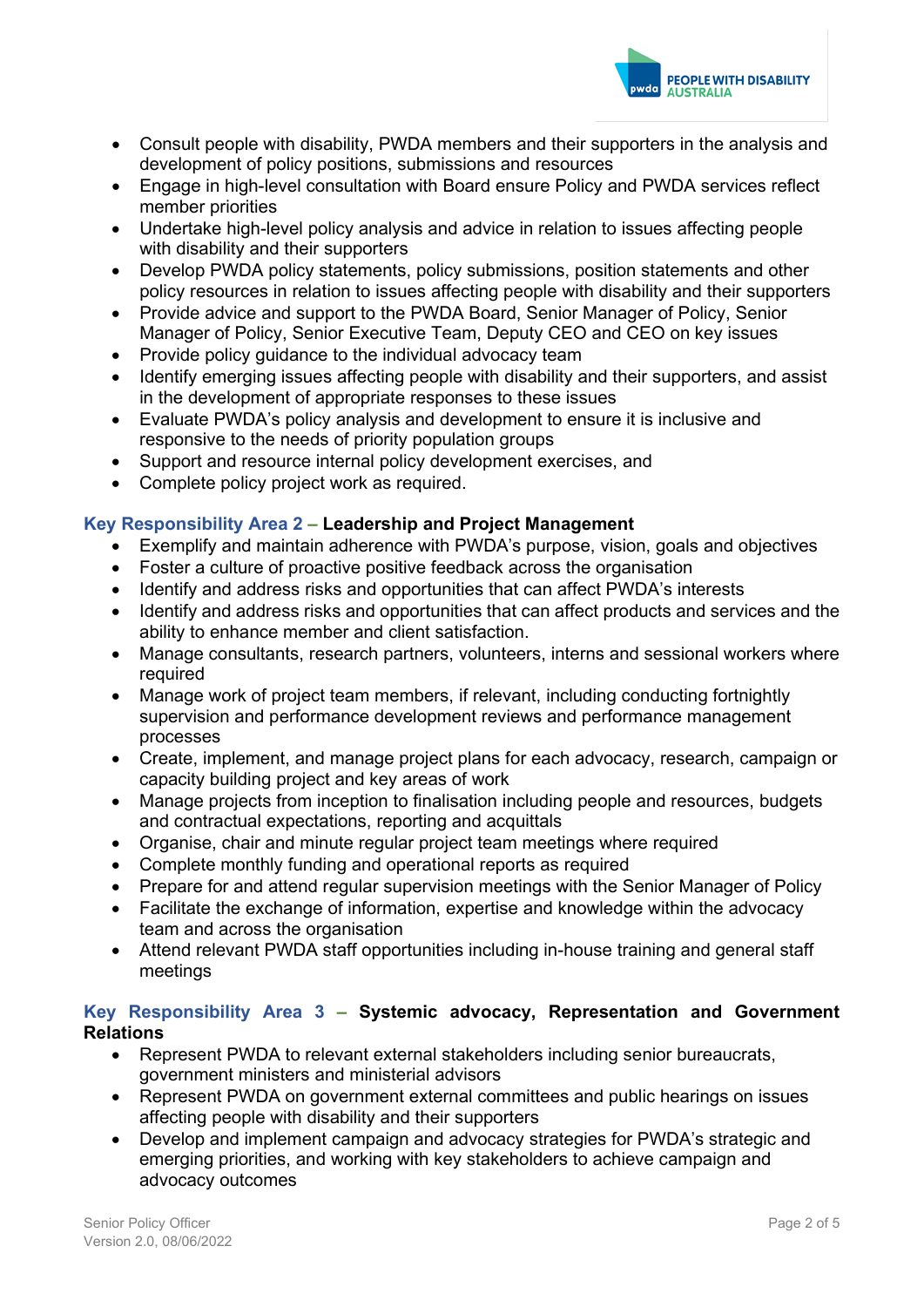- Consult people with disability, PWDA members and their supporters in the analysis and development of policy positions, submissions and resources
- Engage in high-level consultation with Board ensure Policy and PWDA services reflect member priorities
- Undertake high-level policy analysis and advice in relation to issues affecting people with disability and their supporters
- Develop PWDA policy statements, policy submissions, position statements and other policy resources in relation to issues affecting people with disability and their supporters
- Provide advice and support to the PWDA Board, Senior Manager of Policy, Senior Manager of Policy, Senior Executive Team, Deputy CEO and CEO on key issues
- Provide policy guidance to the individual advocacy team
- Identify emerging issues affecting people with disability and their supporters, and assist in the development of appropriate responses to these issues
- Evaluate PWDA's policy analysis and development to ensure it is inclusive and responsive to the needs of priority population groups
- Support and resource internal policy development exercises, and
- Complete policy project work as required.

### Key Responsibility Area 2 – **Leadership and Project Management**

- Exemplify and maintain adherence with PWDA's purpose, vision, goals and objectives
- Foster a culture of proactive positive feedback across the organisation
- Identify and address risks and opportunities that can affect PWDA's interests
- Identify and address risks and opportunities that can affect products and services and the ability to enhance member and client satisfaction.
- Manage consultants, research partners, volunteers, interns and sessional workers where required
- Manage work of project team members, if relevant, including conducting fortnightly supervision and performance development reviews and performance management processes
- Create, implement, and manage project plans for each advocacy, research, campaign or capacity building project and key areas of work
- Manage projects from inception to finalisation including people and resources, budgets and contractual expectations, reporting and acquittals
- Organise, chair and minute regular project team meetings where required
- Complete monthly funding and operational reports as required
- Prepare for and attend regular supervision meetings with the Senior Manager of Policy
- Facilitate the exchange of information, expertise and knowledge within the advocacy team and across the organisation
- Attend relevant PWDA staff opportunities including in-house training and general staff meetings

### Key Responsibility Area 3 – **Systemic advocacy, Representation and Government Relations**

- Represent PWDA to relevant external stakeholders including senior bureaucrats, government ministers and ministerial advisors
- Represent PWDA on government external committees and public hearings on issues affecting people with disability and their supporters
- Develop and implement campaign and advocacy strategies for PWDA's strategic and emerging priorities, and working with key stakeholders to achieve campaign and advocacy outcomes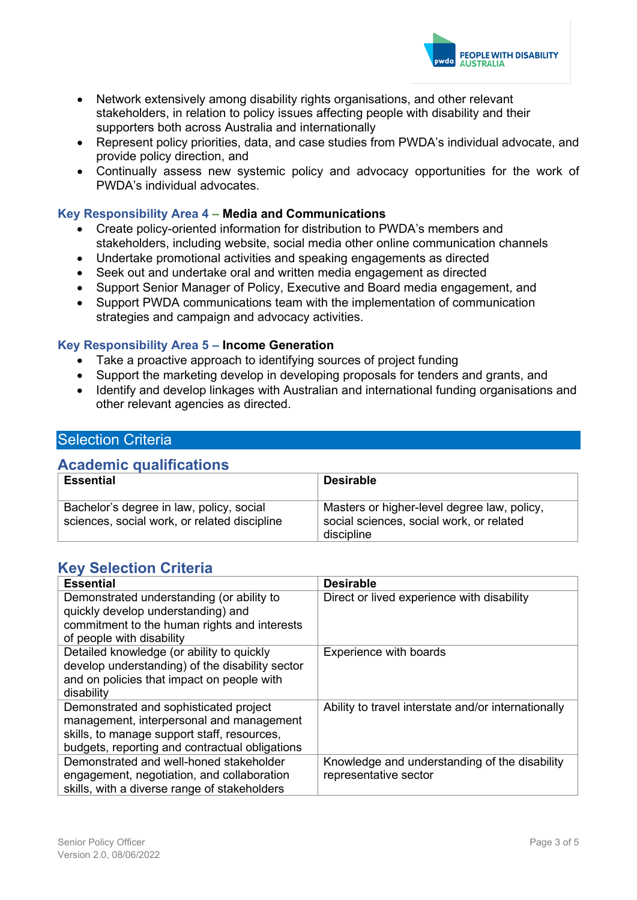- Network extensively among disability rights organisations, and other relevant stakeholders, in relation to policy issues affecting people with disability and their supporters both across Australia and internationally
- Represent policy priorities, data, and case studies from PWDA's individual advocate, and provide policy direction, and
- Continually assess new systemic policy and advocacy opportunities for the work of PWDA's individual advocates.

### Key Responsibility Area 4 – Media and Communications

- Create policy-oriented information for distribution to PWDA's members and stakeholders, including website, social media other online communication channels
- Undertake promotional activities and speaking engagements as directed
- Seek out and undertake oral and written media engagement as directed
- Support Senior Manager of Policy, Executive and Board media engagement, and
- Support PWDA communications team with the implementation of communication strategies and campaign and advocacy activities.

### Key Responsibility Area 5 – Income Generation

- Take a proactive approach to identifying sources of project funding
- Support the marketing develop in developing proposals for tenders and grants, and
- Identify and develop linkages with Australian and international funding organisations and other relevant agencies as directed.

## Selection Criteria

### Academic qualifications

| Essential | Desirable |
|---|---|
| Bachelor's degree in law, policy, social sciences, social work, or related discipline | Masters or higher-level degree law, policy, social sciences, social work, or related discipline |

### Key Selection Criteria

| Essential | Desirable |
|---|---|
| Demonstrated understanding (or ability to quickly develop understanding) and commitment to the human rights and interests of people with disability | Direct or lived experience with disability |
| Detailed knowledge (or ability to quickly develop understanding) of the disability sector and on policies that impact on people with disability | Experience with boards |
| Demonstrated and sophisticated project management, interpersonal and management skills, to manage support staff, resources, budgets, reporting and contractual obligations | Ability to travel interstate and/or internationally |
| Demonstrated and well-honed stakeholder engagement, negotiation, and collaboration skills, with a diverse range of stakeholders | Knowledge and understanding of the disability representative sector |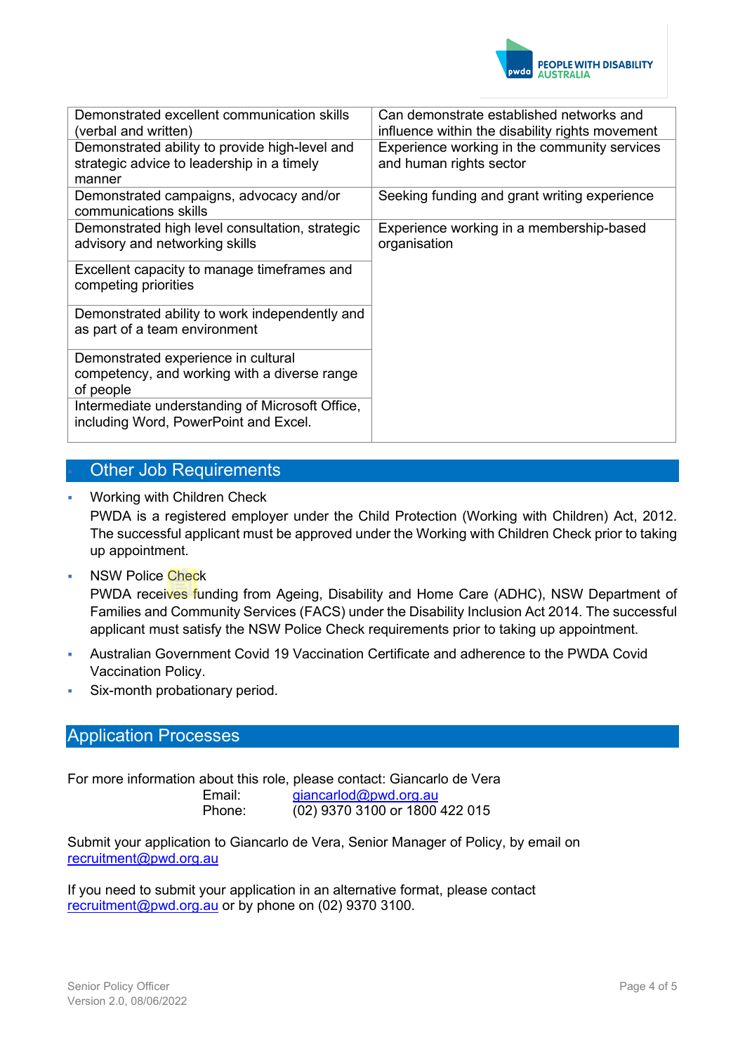| | |
|---|---|
| Demonstrated excellent communication skills (verbal and written) | Can demonstrate established networks and influence within the disability rights movement |
| Demonstrated ability to provide high-level and strategic advice to leadership in a timely manner | Experience working in the community services and human rights sector |
| Demonstrated campaigns, advocacy and/or communications skills | Seeking funding and grant writing experience |
| Demonstrated high level consultation, strategic advisory and networking skills | Experience working in a membership-based organisation |
| Excellent capacity to manage timeframes and competing priorities | |
| Demonstrated ability to work independently and as part of a team environment | |
| Demonstrated experience in cultural competency, and working with a diverse range of people | |
| Intermediate understanding of Microsoft Office, including Word, PowerPoint and Excel. | |

## Other Job Requirements

- Working with Children Check
  PWDA is a registered employer under the Child Protection (Working with Children) Act, 2012. The successful applicant must be approved under the Working with Children Check prior to taking up appointment.
- NSW Police Check
  PWDA receives funding from Ageing, Disability and Home Care (ADHC), NSW Department of Families and Community Services (FACS) under the Disability Inclusion Act 2014. The successful applicant must satisfy the NSW Police Check requirements prior to taking up appointment.
- Australian Government Covid 19 Vaccination Certificate and adherence to the PWDA Covid Vaccination Policy.
- Six-month probationary period.

## Application Processes

For more information about this role, please contact: Giancarlo de Vera
Email: giancarlod@pwd.org.au
Phone: (02) 9370 3100 or 1800 422 015

Submit your application to Giancarlo de Vera, Senior Manager of Policy, by email on recruitment@pwd.org.au

If you need to submit your application in an alternative format, please contact recruitment@pwd.org.au or by phone on (02) 9370 3100.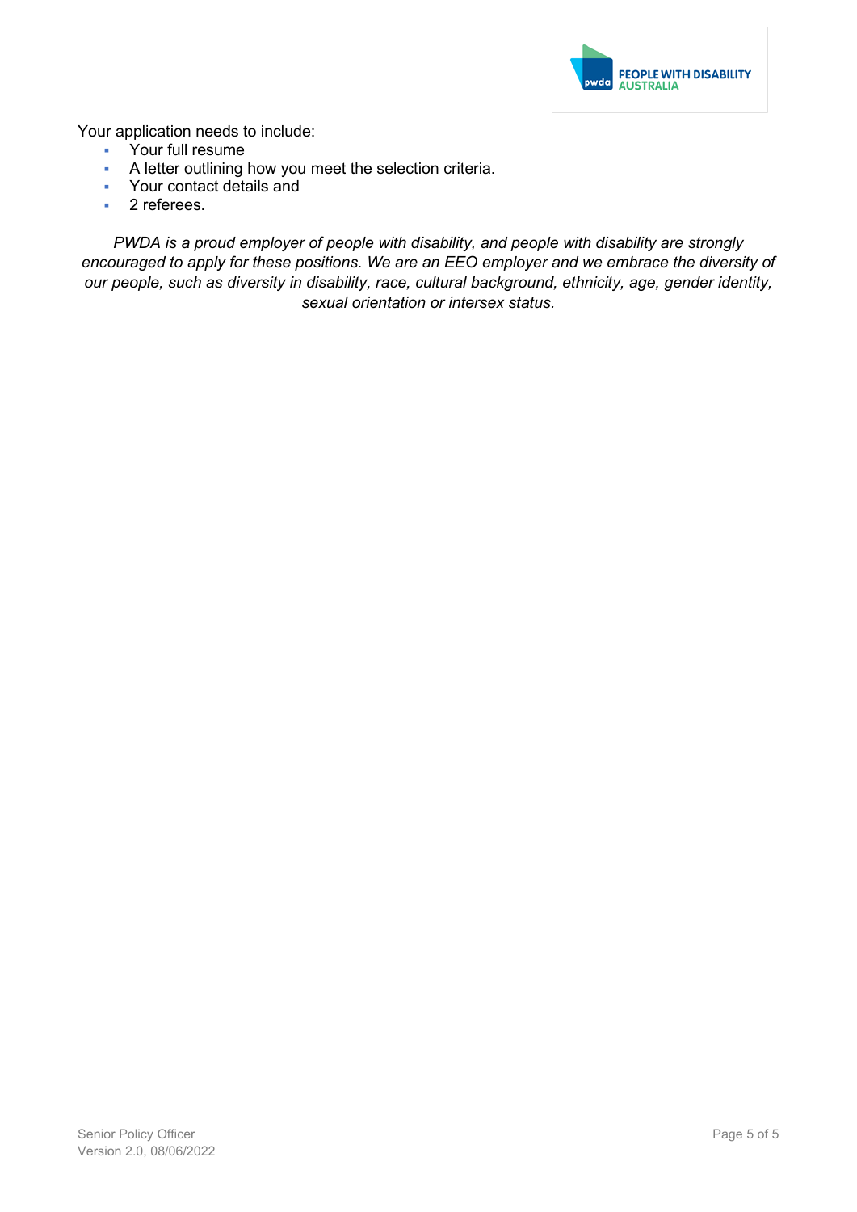Your application needs to include:

- Your full resume
- A letter outlining how you meet the selection criteria.
- Your contact details and
- 2 referees.

*PWDA is a proud employer of people with disability, and people with disability are strongly encouraged to apply for these positions. We are an EEO employer and we embrace the diversity of our people, such as diversity in disability, race, cultural background, ethnicity, age, gender identity, sexual orientation or intersex status.*